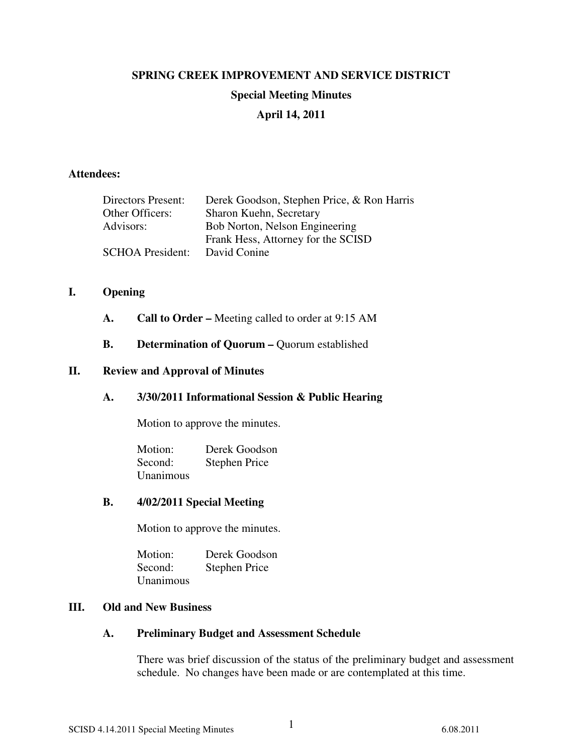# SPRING CREEK IMPROVEMENT AND SERVICE DISTRICT

## Special Meeting Minutes

## April 14, 2011

**Attendees:**

| | |
|---|---|
| Directors Present: | Derek Goodson, Stephen Price, & Ron Harris |
| Other Officers: | Sharon Kuehn, Secretary |
| Advisors: | Bob Norton, Nelson Engineering |
| | Frank Hess, Attorney for the SCISD |
| SCHOA President: | David Conine |

## I. Opening

**A. Call to Order –** Meeting called to order at 9:15 AM

**B. Determination of Quorum –** Quorum established

## II. Review and Approval of Minutes

### A. 3/30/2011 Informational Session & Public Hearing

Motion to approve the minutes.

Motion: Derek Goodson
Second: Stephen Price
Unanimous

### B. 4/02/2011 Special Meeting

Motion to approve the minutes.

Motion: Derek Goodson
Second: Stephen Price
Unanimous

## III. Old and New Business

### A. Preliminary Budget and Assessment Schedule

There was brief discussion of the status of the preliminary budget and assessment schedule. No changes have been made or are contemplated at this time.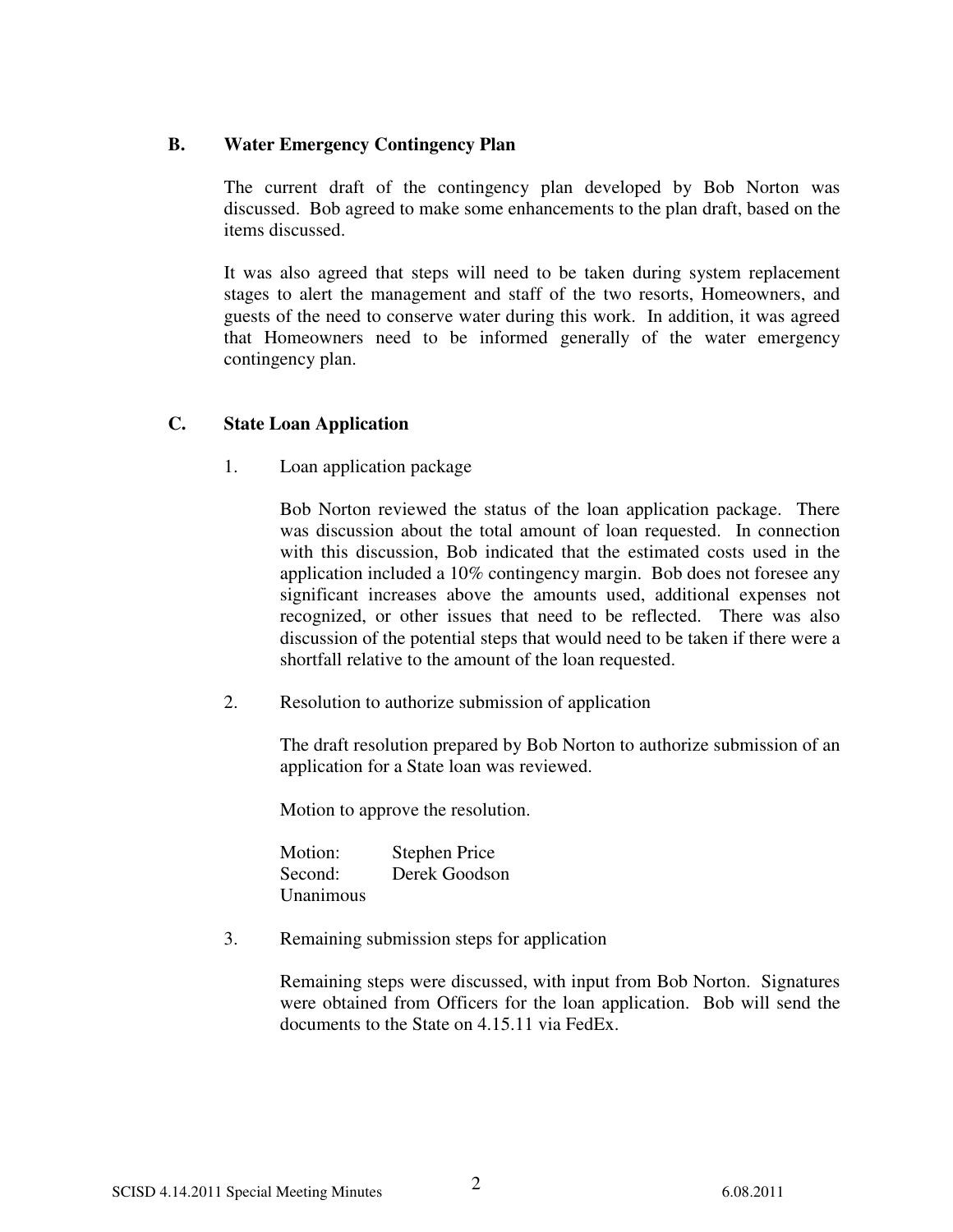### B. Water Emergency Contingency Plan

The current draft of the contingency plan developed by Bob Norton was discussed. Bob agreed to make some enhancements to the plan draft, based on the items discussed.

It was also agreed that steps will need to be taken during system replacement stages to alert the management and staff of the two resorts, Homeowners, and guests of the need to conserve water during this work. In addition, it was agreed that Homeowners need to be informed generally of the water emergency contingency plan.

### C. State Loan Application

1. Loan application package

   Bob Norton reviewed the status of the loan application package. There was discussion about the total amount of loan requested. In connection with this discussion, Bob indicated that the estimated costs used in the application included a 10% contingency margin. Bob does not foresee any significant increases above the amounts used, additional expenses not recognized, or other issues that need to be reflected. There was also discussion of the potential steps that would need to be taken if there were a shortfall relative to the amount of the loan requested.

2. Resolution to authorize submission of application

   The draft resolution prepared by Bob Norton to authorize submission of an application for a State loan was reviewed.

   Motion to approve the resolution.

   Motion: Stephen Price
   Second: Derek Goodson
   Unanimous

3. Remaining submission steps for application

   Remaining steps were discussed, with input from Bob Norton. Signatures were obtained from Officers for the loan application. Bob will send the documents to the State on 4.15.11 via FedEx.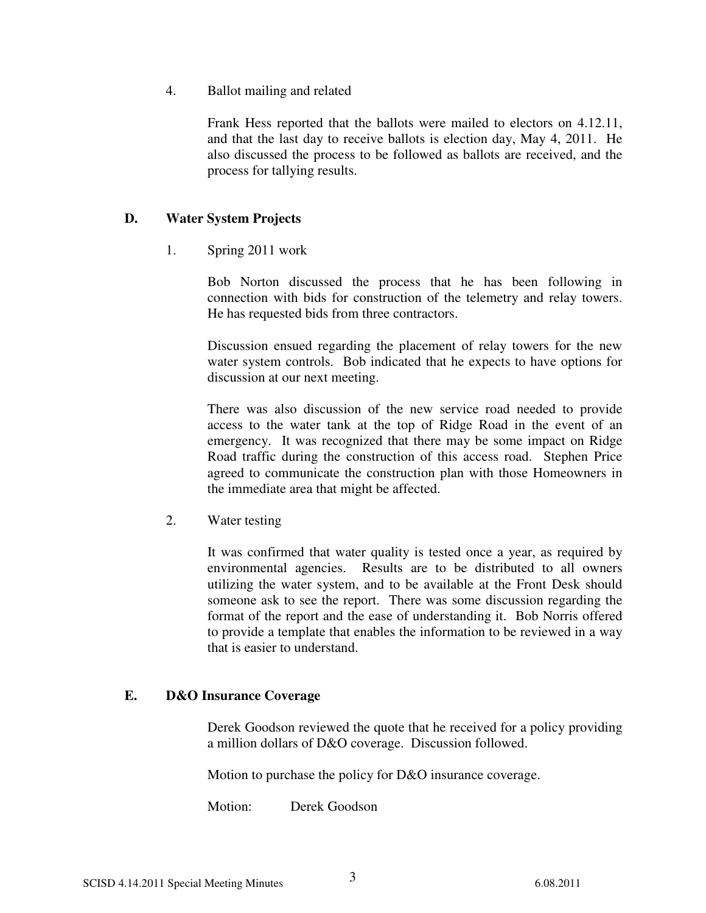4. Ballot mailing and related

   Frank Hess reported that the ballots were mailed to electors on 4.12.11, and that the last day to receive ballots is election day, May 4, 2011. He also discussed the process to be followed as ballots are received, and the process for tallying results.

## D. Water System Projects

1. Spring 2011 work

   Bob Norton discussed the process that he has been following in connection with bids for construction of the telemetry and relay towers. He has requested bids from three contractors.

   Discussion ensued regarding the placement of relay towers for the new water system controls. Bob indicated that he expects to have options for discussion at our next meeting.

   There was also discussion of the new service road needed to provide access to the water tank at the top of Ridge Road in the event of an emergency. It was recognized that there may be some impact on Ridge Road traffic during the construction of this access road. Stephen Price agreed to communicate the construction plan with those Homeowners in the immediate area that might be affected.

2. Water testing

   It was confirmed that water quality is tested once a year, as required by environmental agencies. Results are to be distributed to all owners utilizing the water system, and to be available at the Front Desk should someone ask to see the report. There was some discussion regarding the format of the report and the ease of understanding it. Bob Norris offered to provide a template that enables the information to be reviewed in a way that is easier to understand.

## E. D&O Insurance Coverage

Derek Goodson reviewed the quote that he received for a policy providing a million dollars of D&O coverage. Discussion followed.

Motion to purchase the policy for D&O insurance coverage.

Motion: Derek Goodson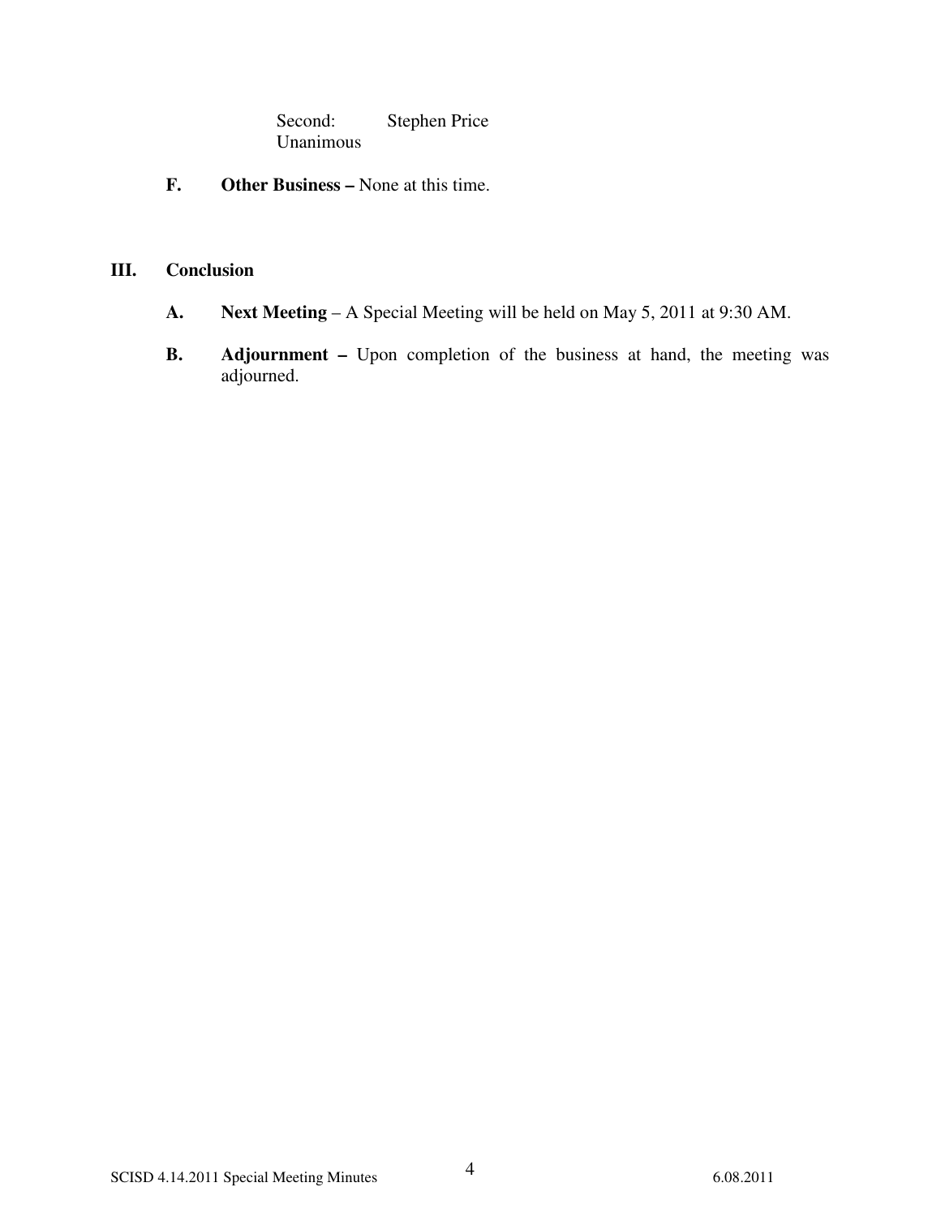Second: Stephen Price
Unanimous

**F. Other Business –** None at this time.

## III. Conclusion

**A. Next Meeting** – A Special Meeting will be held on May 5, 2011 at 9:30 AM.

**B. Adjournment –** Upon completion of the business at hand, the meeting was adjourned.